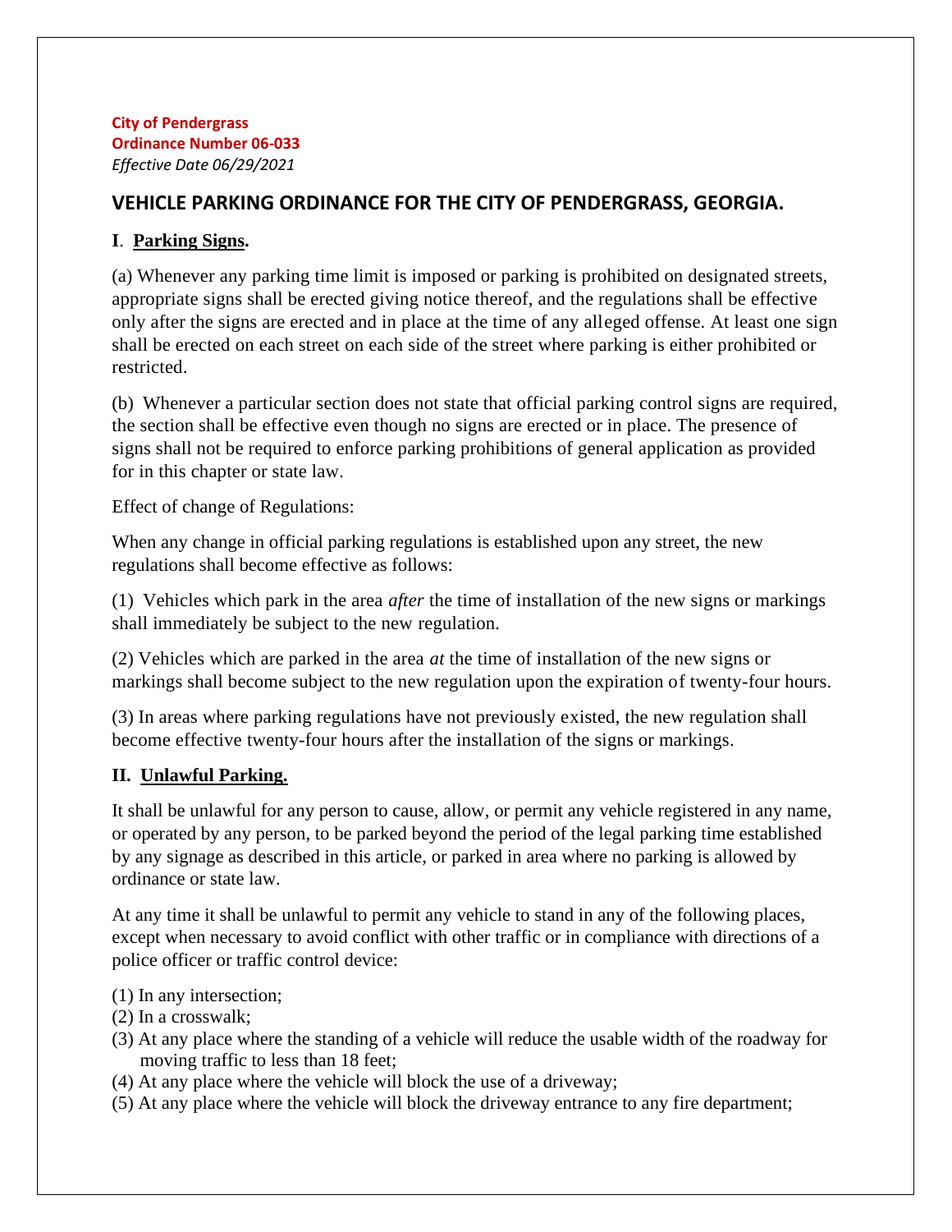**City of Pendergrass**
**Ordinance Number 06-033**
*Effective Date 06/29/2021*

## VEHICLE PARKING ORDINANCE FOR THE CITY OF PENDERGRASS, GEORGIA.

### I. Parking Signs.

(a) Whenever any parking time limit is imposed or parking is prohibited on designated streets, appropriate signs shall be erected giving notice thereof, and the regulations shall be effective only after the signs are erected and in place at the time of any alleged offense. At least one sign shall be erected on each street on each side of the street where parking is either prohibited or restricted.

(b) Whenever a particular section does not state that official parking control signs are required, the section shall be effective even though no signs are erected or in place. The presence of signs shall not be required to enforce parking prohibitions of general application as provided for in this chapter or state law.

Effect of change of Regulations:

When any change in official parking regulations is established upon any street, the new regulations shall become effective as follows:

(1) Vehicles which park in the area *after* the time of installation of the new signs or markings shall immediately be subject to the new regulation.

(2) Vehicles which are parked in the area *at* the time of installation of the new signs or markings shall become subject to the new regulation upon the expiration of twenty-four hours.

(3) In areas where parking regulations have not previously existed, the new regulation shall become effective twenty-four hours after the installation of the signs or markings.

### II. Unlawful Parking.

It shall be unlawful for any person to cause, allow, or permit any vehicle registered in any name, or operated by any person, to be parked beyond the period of the legal parking time established by any signage as described in this article, or parked in area where no parking is allowed by ordinance or state law.

At any time it shall be unlawful to permit any vehicle to stand in any of the following places, except when necessary to avoid conflict with other traffic or in compliance with directions of a police officer or traffic control device:

(1) In any intersection;
(2) In a crosswalk;
(3) At any place where the standing of a vehicle will reduce the usable width of the roadway for moving traffic to less than 18 feet;
(4) At any place where the vehicle will block the use of a driveway;
(5) At any place where the vehicle will block the driveway entrance to any fire department;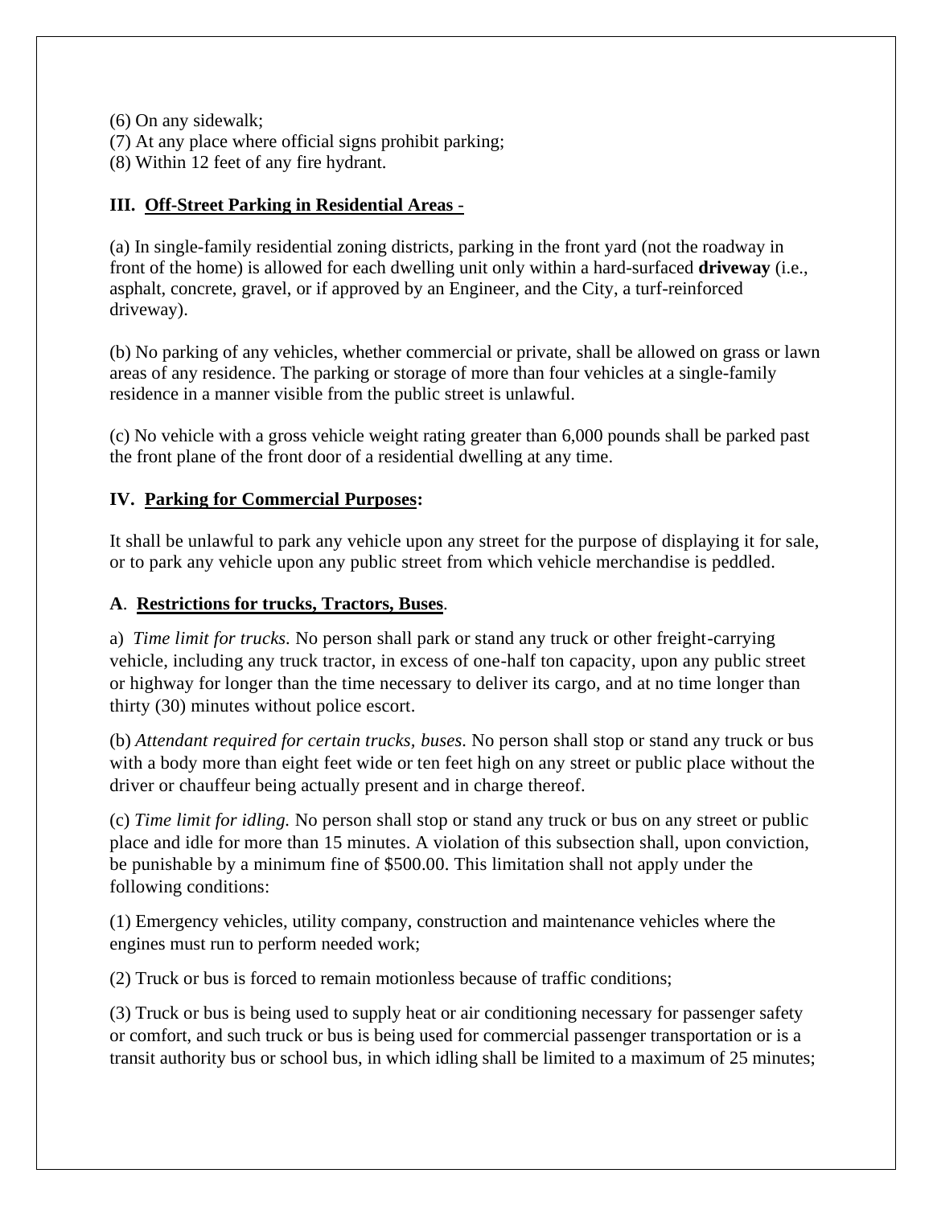(6) On any sidewalk;
(7) At any place where official signs prohibit parking;
(8) Within 12 feet of any fire hydrant.

### III. <u>Off-Street Parking in Residential Areas</u> -

(a) In single-family residential zoning districts, parking in the front yard (not the roadway in front of the home) is allowed for each dwelling unit only within a hard-surfaced **driveway** (i.e., asphalt, concrete, gravel, or if approved by an Engineer, and the City, a turf-reinforced driveway).

(b) No parking of any vehicles, whether commercial or private, shall be allowed on grass or lawn areas of any residence. The parking or storage of more than four vehicles at a single-family residence in a manner visible from the public street is unlawful.

(c) No vehicle with a gross vehicle weight rating greater than 6,000 pounds shall be parked past the front plane of the front door of a residential dwelling at any time.

### IV. <u>Parking for Commercial Purposes</u>:

It shall be unlawful to park any vehicle upon any street for the purpose of displaying it for sale, or to park any vehicle upon any public street from which vehicle merchandise is peddled.

#### A. <u>Restrictions for trucks, Tractors, Buses</u>.

a) *Time limit for trucks*. No person shall park or stand any truck or other freight-carrying vehicle, including any truck tractor, in excess of one-half ton capacity, upon any public street or highway for longer than the time necessary to deliver its cargo, and at no time longer than thirty (30) minutes without police escort.

(b) *Attendant required for certain trucks, buses*. No person shall stop or stand any truck or bus with a body more than eight feet wide or ten feet high on any street or public place without the driver or chauffeur being actually present and in charge thereof.

(c) *Time limit for idling.* No person shall stop or stand any truck or bus on any street or public place and idle for more than 15 minutes. A violation of this subsection shall, upon conviction, be punishable by a minimum fine of $500.00. This limitation shall not apply under the following conditions:

(1) Emergency vehicles, utility company, construction and maintenance vehicles where the engines must run to perform needed work;

(2) Truck or bus is forced to remain motionless because of traffic conditions;

(3) Truck or bus is being used to supply heat or air conditioning necessary for passenger safety or comfort, and such truck or bus is being used for commercial passenger transportation or is a transit authority bus or school bus, in which idling shall be limited to a maximum of 25 minutes;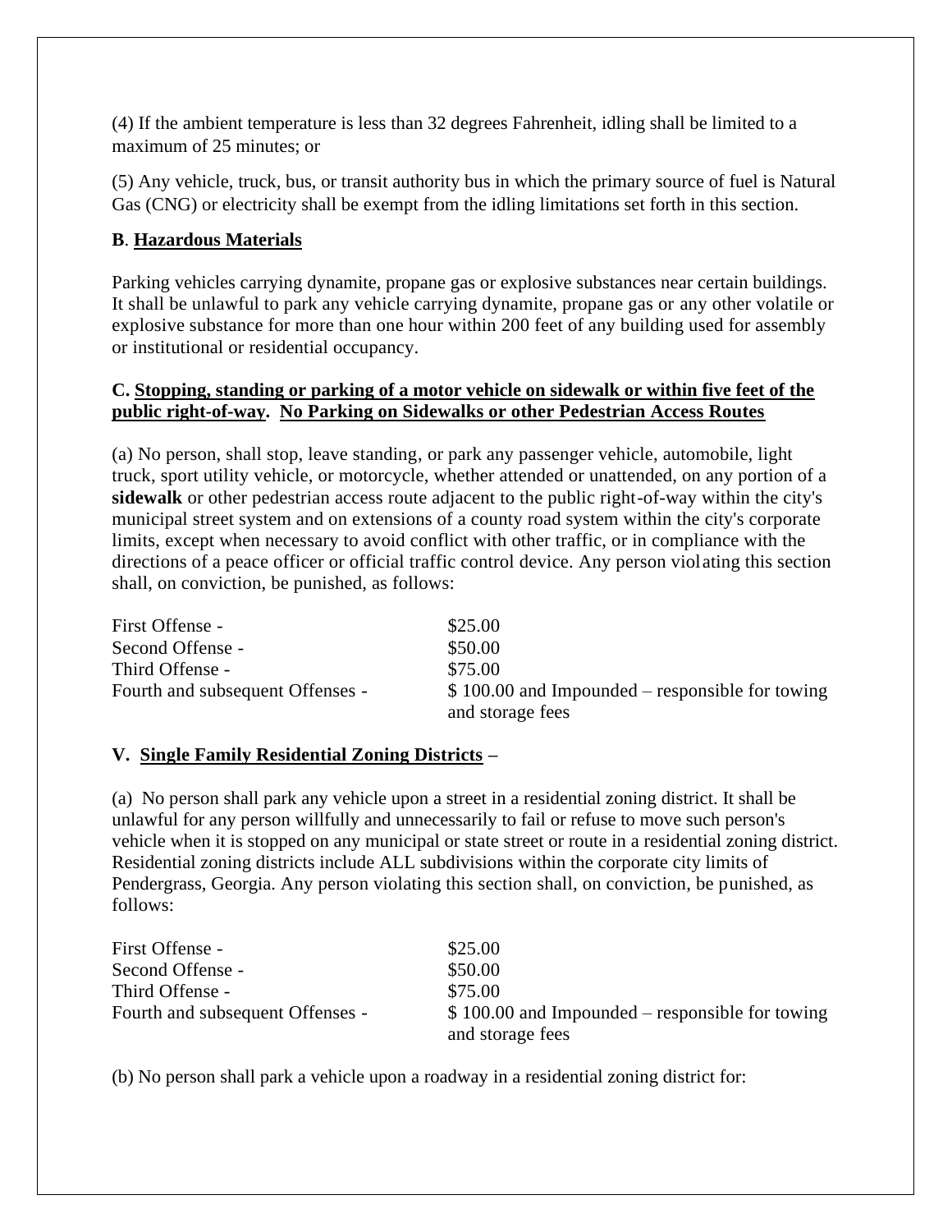(4) If the ambient temperature is less than 32 degrees Fahrenheit, idling shall be limited to a maximum of 25 minutes; or

(5) Any vehicle, truck, bus, or transit authority bus in which the primary source of fuel is Natural Gas (CNG) or electricity shall be exempt from the idling limitations set forth in this section.

**B**. **Hazardous Materials**

Parking vehicles carrying dynamite, propane gas or explosive substances near certain buildings. It shall be unlawful to park any vehicle carrying dynamite, propane gas or any other volatile or explosive substance for more than one hour within 200 feet of any building used for assembly or institutional or residential occupancy.

**C. Stopping, standing or parking of a motor vehicle on sidewalk or within five feet of the public right-of-way. No Parking on Sidewalks or other Pedestrian Access Routes**

(a) No person, shall stop, leave standing, or park any passenger vehicle, automobile, light truck, sport utility vehicle, or motorcycle, whether attended or unattended, on any portion of a **sidewalk** or other pedestrian access route adjacent to the public right-of-way within the city's municipal street system and on extensions of a county road system within the city's corporate limits, except when necessary to avoid conflict with other traffic, or in compliance with the directions of a peace officer or official traffic control device. Any person violating this section shall, on conviction, be punished, as follows:

| | |
|---|---|
| First Offense - | $25.00 |
| Second Offense - | $50.00 |
| Third Offense - | $75.00 |
| Fourth and subsequent Offenses - | $ 100.00 and Impounded – responsible for towing and storage fees |

**V. Single Family Residential Zoning Districts –**

(a) No person shall park any vehicle upon a street in a residential zoning district. It shall be unlawful for any person willfully and unnecessarily to fail or refuse to move such person's vehicle when it is stopped on any municipal or state street or route in a residential zoning district. Residential zoning districts include ALL subdivisions within the corporate city limits of Pendergrass, Georgia. Any person violating this section shall, on conviction, be punished, as follows:

| | |
|---|---|
| First Offense - | $25.00 |
| Second Offense - | $50.00 |
| Third Offense - | $75.00 |
| Fourth and subsequent Offenses - | $ 100.00 and Impounded – responsible for towing and storage fees |

(b) No person shall park a vehicle upon a roadway in a residential zoning district for: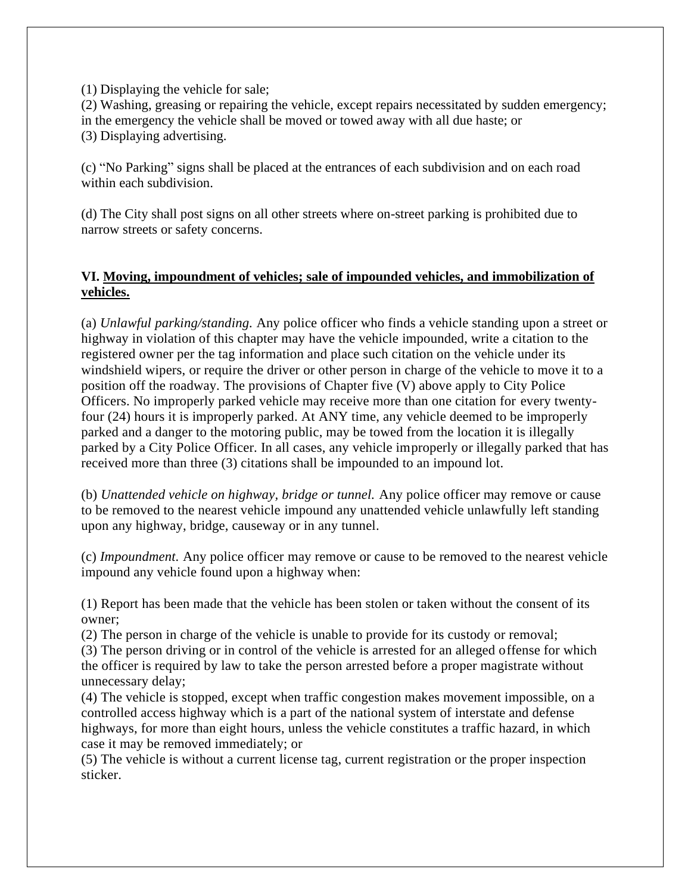(1) Displaying the vehicle for sale;
(2) Washing, greasing or repairing the vehicle, except repairs necessitated by sudden emergency; in the emergency the vehicle shall be moved or towed away with all due haste; or
(3) Displaying advertising.

(c) "No Parking" signs shall be placed at the entrances of each subdivision and on each road within each subdivision.

(d) The City shall post signs on all other streets where on-street parking is prohibited due to narrow streets or safety concerns.

**VI. <u>Moving, impoundment of vehicles; sale of impounded vehicles, and immobilization of vehicles.</u>**

(a) *Unlawful parking/standing.* Any police officer who finds a vehicle standing upon a street or highway in violation of this chapter may have the vehicle impounded, write a citation to the registered owner per the tag information and place such citation on the vehicle under its windshield wipers, or require the driver or other person in charge of the vehicle to move it to a position off the roadway. The provisions of Chapter five (V) above apply to City Police Officers. No improperly parked vehicle may receive more than one citation for every twenty-four (24) hours it is improperly parked. At ANY time, any vehicle deemed to be improperly parked and a danger to the motoring public, may be towed from the location it is illegally parked by a City Police Officer. In all cases, any vehicle improperly or illegally parked that has received more than three (3) citations shall be impounded to an impound lot.

(b) *Unattended vehicle on highway, bridge or tunnel.* Any police officer may remove or cause to be removed to the nearest vehicle impound any unattended vehicle unlawfully left standing upon any highway, bridge, causeway or in any tunnel.

(c) *Impoundment.* Any police officer may remove or cause to be removed to the nearest vehicle impound any vehicle found upon a highway when:

(1) Report has been made that the vehicle has been stolen or taken without the consent of its owner;
(2) The person in charge of the vehicle is unable to provide for its custody or removal;
(3) The person driving or in control of the vehicle is arrested for an alleged offense for which the officer is required by law to take the person arrested before a proper magistrate without unnecessary delay;
(4) The vehicle is stopped, except when traffic congestion makes movement impossible, on a controlled access highway which is a part of the national system of interstate and defense highways, for more than eight hours, unless the vehicle constitutes a traffic hazard, in which case it may be removed immediately; or
(5) The vehicle is without a current license tag, current registration or the proper inspection sticker.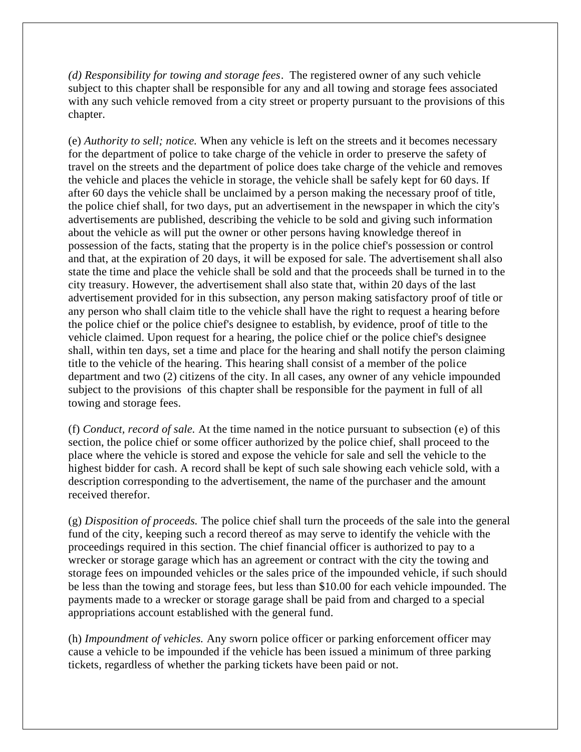*(d) Responsibility for towing and storage fees*. The registered owner of any such vehicle subject to this chapter shall be responsible for any and all towing and storage fees associated with any such vehicle removed from a city street or property pursuant to the provisions of this chapter.

(e) *Authority to sell; notice.* When any vehicle is left on the streets and it becomes necessary for the department of police to take charge of the vehicle in order to preserve the safety of travel on the streets and the department of police does take charge of the vehicle and removes the vehicle and places the vehicle in storage, the vehicle shall be safely kept for 60 days. If after 60 days the vehicle shall be unclaimed by a person making the necessary proof of title, the police chief shall, for two days, put an advertisement in the newspaper in which the city's advertisements are published, describing the vehicle to be sold and giving such information about the vehicle as will put the owner or other persons having knowledge thereof in possession of the facts, stating that the property is in the police chief's possession or control and that, at the expiration of 20 days, it will be exposed for sale. The advertisement shall also state the time and place the vehicle shall be sold and that the proceeds shall be turned in to the city treasury. However, the advertisement shall also state that, within 20 days of the last advertisement provided for in this subsection, any person making satisfactory proof of title or any person who shall claim title to the vehicle shall have the right to request a hearing before the police chief or the police chief's designee to establish, by evidence, proof of title to the vehicle claimed. Upon request for a hearing, the police chief or the police chief's designee shall, within ten days, set a time and place for the hearing and shall notify the person claiming title to the vehicle of the hearing. This hearing shall consist of a member of the police department and two (2) citizens of the city. In all cases, any owner of any vehicle impounded subject to the provisions of this chapter shall be responsible for the payment in full of all towing and storage fees.

(f) *Conduct, record of sale.* At the time named in the notice pursuant to subsection (e) of this section, the police chief or some officer authorized by the police chief, shall proceed to the place where the vehicle is stored and expose the vehicle for sale and sell the vehicle to the highest bidder for cash. A record shall be kept of such sale showing each vehicle sold, with a description corresponding to the advertisement, the name of the purchaser and the amount received therefor.

(g) *Disposition of proceeds.* The police chief shall turn the proceeds of the sale into the general fund of the city, keeping such a record thereof as may serve to identify the vehicle with the proceedings required in this section. The chief financial officer is authorized to pay to a wrecker or storage garage which has an agreement or contract with the city the towing and storage fees on impounded vehicles or the sales price of the impounded vehicle, if such should be less than the towing and storage fees, but less than $10.00 for each vehicle impounded. The payments made to a wrecker or storage garage shall be paid from and charged to a special appropriations account established with the general fund.

(h) *Impoundment of vehicles.* Any sworn police officer or parking enforcement officer may cause a vehicle to be impounded if the vehicle has been issued a minimum of three parking tickets, regardless of whether the parking tickets have been paid or not.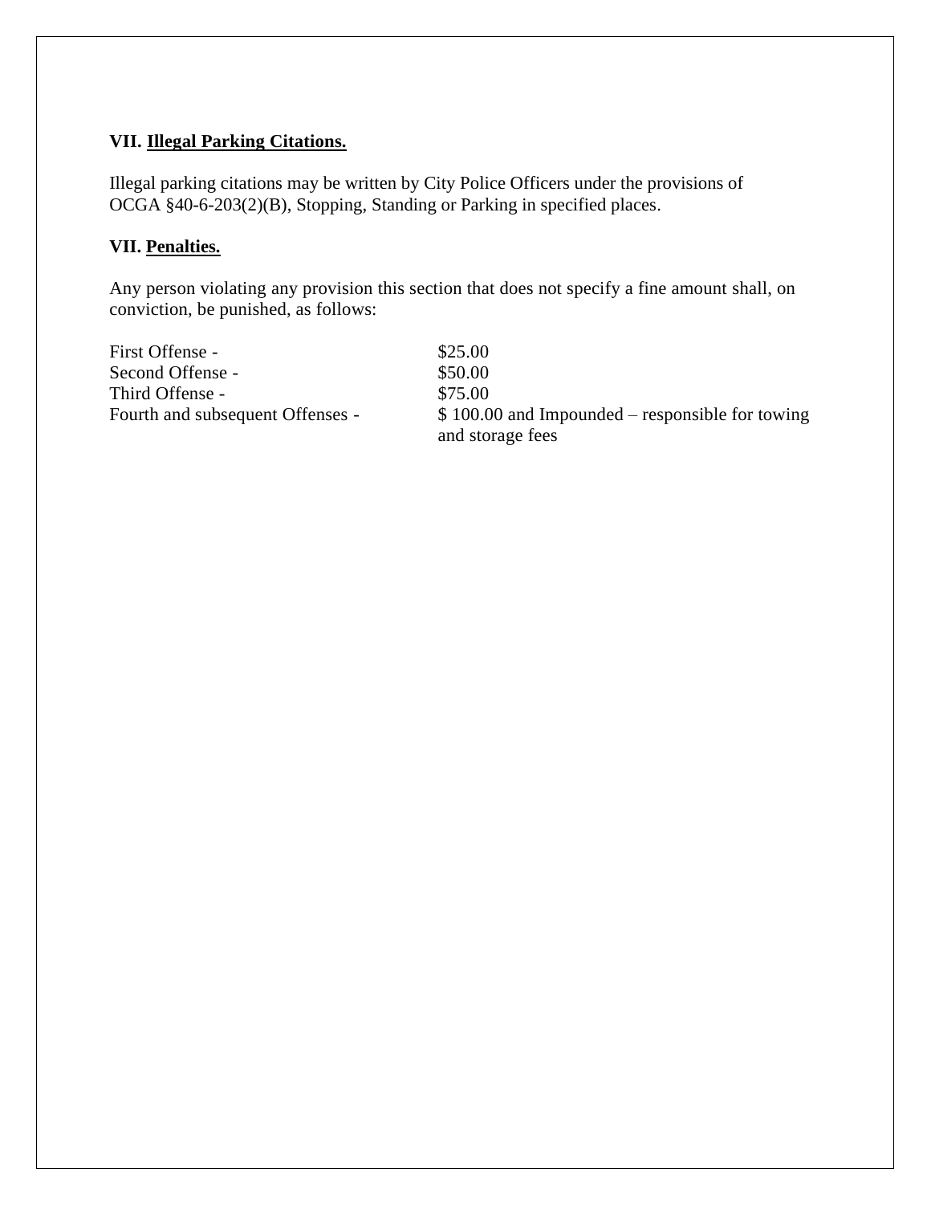### VII. **Illegal Parking Citations.**

Illegal parking citations may be written by City Police Officers under the provisions of OCGA §40-6-203(2)(B), Stopping, Standing or Parking in specified places.

### VII. **Penalties.**

Any person violating any provision this section that does not specify a fine amount shall, on conviction, be punished, as follows:

| | |
|---|---|
| First Offense - | $25.00 |
| Second Offense - | $50.00 |
| Third Offense - | $75.00 |
| Fourth and subsequent Offenses - | $ 100.00 and Impounded – responsible for towing and storage fees |